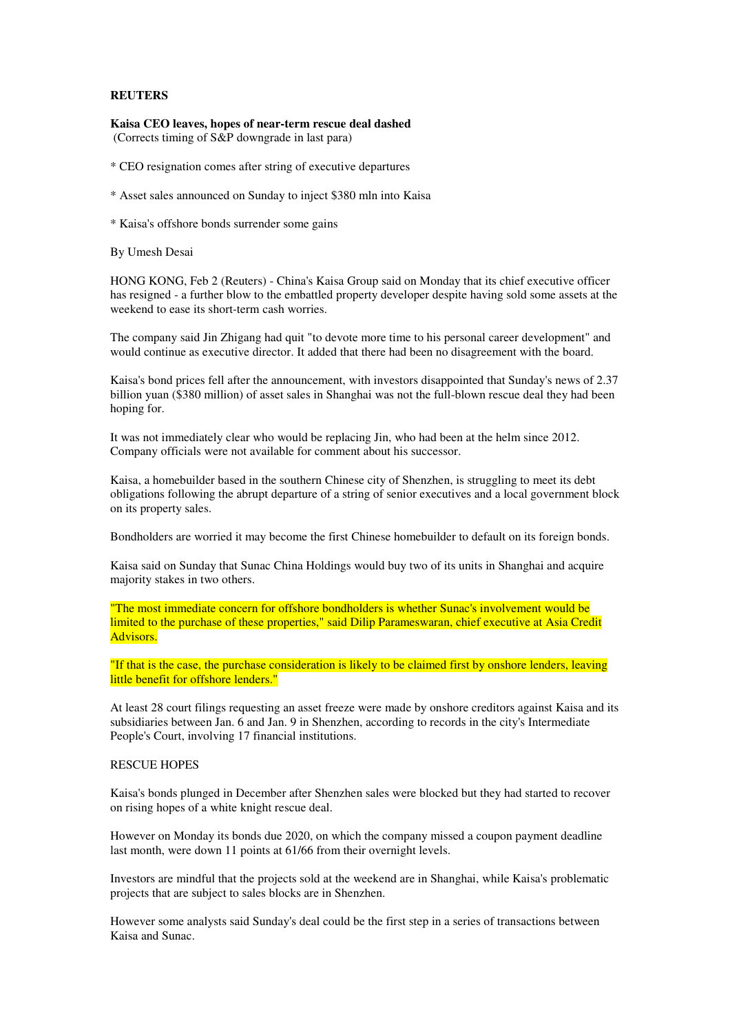**REUTERS**

**Kaisa CEO leaves, hopes of near-term rescue deal dashed**
(Corrects timing of S&P downgrade in last para)

* CEO resignation comes after string of executive departures

* Asset sales announced on Sunday to inject $380 mln into Kaisa

* Kaisa's offshore bonds surrender some gains

By Umesh Desai

HONG KONG, Feb 2 (Reuters) - China's Kaisa Group said on Monday that its chief executive officer has resigned - a further blow to the embattled property developer despite having sold some assets at the weekend to ease its short-term cash worries.

The company said Jin Zhigang had quit "to devote more time to his personal career development" and would continue as executive director. It added that there had been no disagreement with the board.

Kaisa's bond prices fell after the announcement, with investors disappointed that Sunday's news of 2.37 billion yuan ($380 million) of asset sales in Shanghai was not the full-blown rescue deal they had been hoping for.

It was not immediately clear who would be replacing Jin, who had been at the helm since 2012. Company officials were not available for comment about his successor.

Kaisa, a homebuilder based in the southern Chinese city of Shenzhen, is struggling to meet its debt obligations following the abrupt departure of a string of senior executives and a local government block on its property sales.

Bondholders are worried it may become the first Chinese homebuilder to default on its foreign bonds.

Kaisa said on Sunday that Sunac China Holdings would buy two of its units in Shanghai and acquire majority stakes in two others.

"The most immediate concern for offshore bondholders is whether Sunac's involvement would be limited to the purchase of these properties," said Dilip Parameswaran, chief executive at Asia Credit Advisors.

"If that is the case, the purchase consideration is likely to be claimed first by onshore lenders, leaving little benefit for offshore lenders."

At least 28 court filings requesting an asset freeze were made by onshore creditors against Kaisa and its subsidiaries between Jan. 6 and Jan. 9 in Shenzhen, according to records in the city's Intermediate People's Court, involving 17 financial institutions.

RESCUE HOPES

Kaisa's bonds plunged in December after Shenzhen sales were blocked but they had started to recover on rising hopes of a white knight rescue deal.

However on Monday its bonds due 2020, on which the company missed a coupon payment deadline last month, were down 11 points at 61/66 from their overnight levels.

Investors are mindful that the projects sold at the weekend are in Shanghai, while Kaisa's problematic projects that are subject to sales blocks are in Shenzhen.

However some analysts said Sunday's deal could be the first step in a series of transactions between Kaisa and Sunac.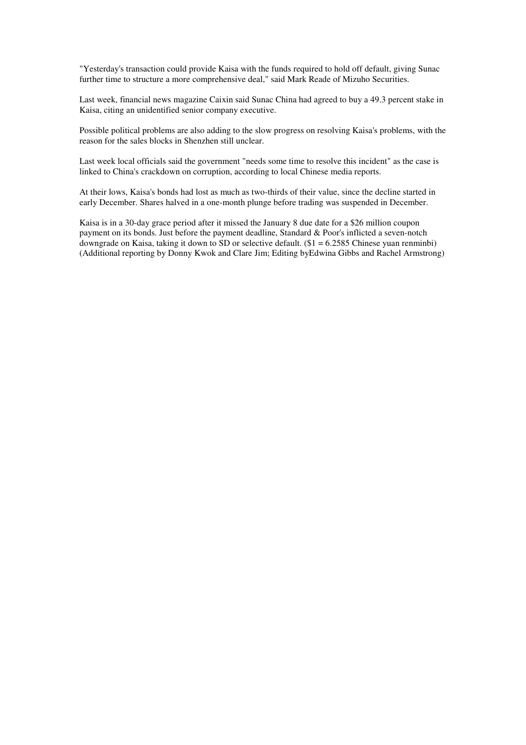"Yesterday's transaction could provide Kaisa with the funds required to hold off default, giving Sunac further time to structure a more comprehensive deal," said Mark Reade of Mizuho Securities.

Last week, financial news magazine Caixin said Sunac China had agreed to buy a 49.3 percent stake in Kaisa, citing an unidentified senior company executive.

Possible political problems are also adding to the slow progress on resolving Kaisa's problems, with the reason for the sales blocks in Shenzhen still unclear.

Last week local officials said the government "needs some time to resolve this incident" as the case is linked to China's crackdown on corruption, according to local Chinese media reports.

At their lows, Kaisa's bonds had lost as much as two-thirds of their value, since the decline started in early December. Shares halved in a one-month plunge before trading was suspended in December.

Kaisa is in a 30-day grace period after it missed the January 8 due date for a $26 million coupon payment on its bonds. Just before the payment deadline, Standard & Poor's inflicted a seven-notch downgrade on Kaisa, taking it down to SD or selective default. ($1 = 6.2585 Chinese yuan renminbi) (Additional reporting by Donny Kwok and Clare Jim; Editing byEdwina Gibbs and Rachel Armstrong)